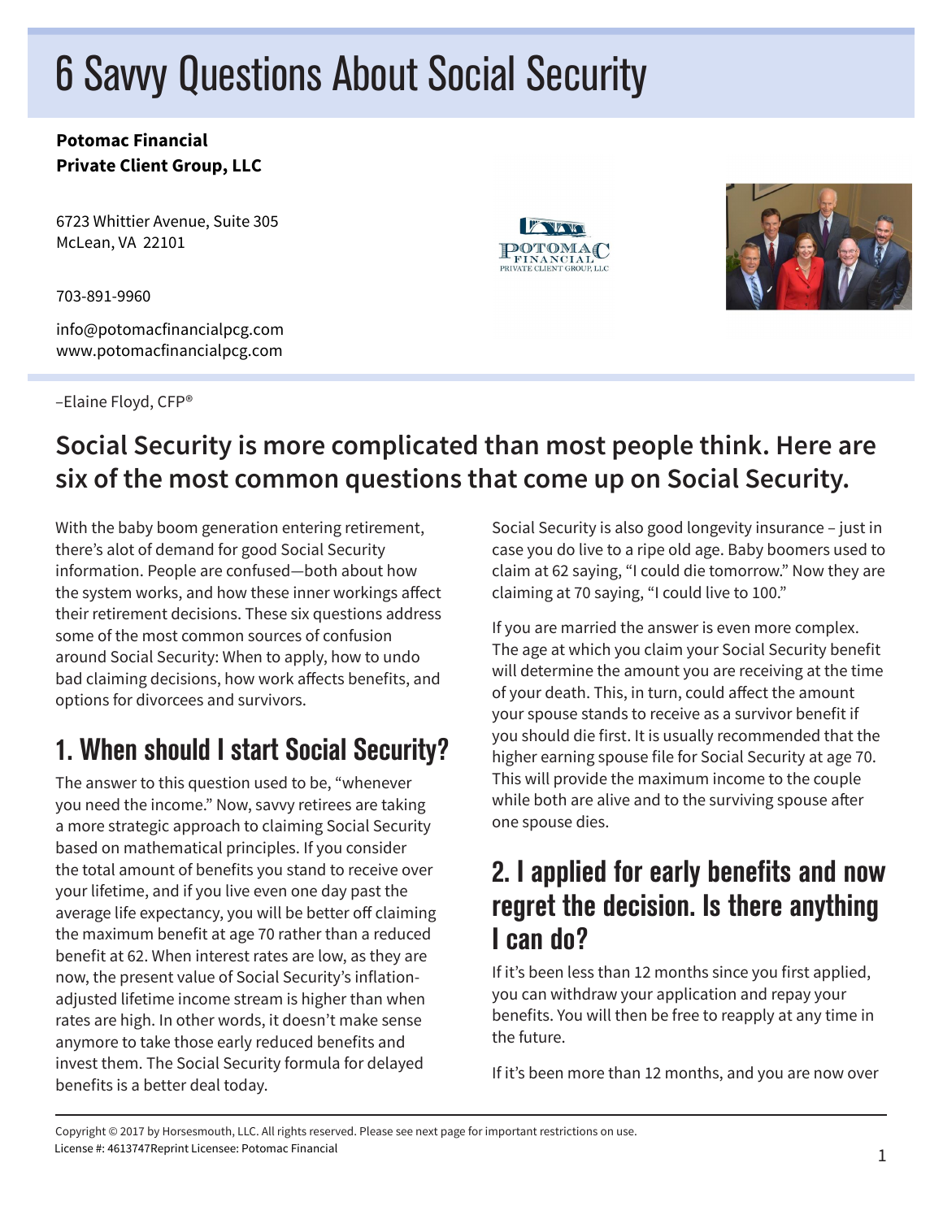# 6 Savvy Questions About Social Security

**Potomac Financial**
**Private Client Group, LLC**

6723 Whittier Avenue, Suite 305
McLean, VA 22101

703-891-9960

info@potomacfinancialpcg.com
www.potomacfinancialpcg.com

–Elaine Floyd, CFP®

## Social Security is more complicated than most people think. Here are six of the most common questions that come up on Social Security.

With the baby boom generation entering retirement, there's alot of demand for good Social Security information. People are confused—both about how the system works, and how these inner workings affect their retirement decisions. These six questions address some of the most common sources of confusion around Social Security: When to apply, how to undo bad claiming decisions, how work affects benefits, and options for divorcees and survivors.

## 1. When should I start Social Security?

The answer to this question used to be, "whenever you need the income." Now, savvy retirees are taking a more strategic approach to claiming Social Security based on mathematical principles. If you consider the total amount of benefits you stand to receive over your lifetime, and if you live even one day past the average life expectancy, you will be better off claiming the maximum benefit at age 70 rather than a reduced benefit at 62. When interest rates are low, as they are now, the present value of Social Security's inflation-adjusted lifetime income stream is higher than when rates are high. In other words, it doesn't make sense anymore to take those early reduced benefits and invest them. The Social Security formula for delayed benefits is a better deal today.

Social Security is also good longevity insurance – just in case you do live to a ripe old age. Baby boomers used to claim at 62 saying, "I could die tomorrow." Now they are claiming at 70 saying, "I could live to 100."

If you are married the answer is even more complex. The age at which you claim your Social Security benefit will determine the amount you are receiving at the time of your death. This, in turn, could affect the amount your spouse stands to receive as a survivor benefit if you should die first. It is usually recommended that the higher earning spouse file for Social Security at age 70. This will provide the maximum income to the couple while both are alive and to the surviving spouse after one spouse dies.

## 2. I applied for early benefits and now regret the decision. Is there anything I can do?

If it's been less than 12 months since you first applied, you can withdraw your application and repay your benefits. You will then be free to reapply at any time in the future.

If it's been more than 12 months, and you are now over

Copyright © 2017 by Horsesmouth, LLC. All rights reserved. Please see next page for important restrictions on use.
License #: 4613747Reprint Licensee: Potomac Financial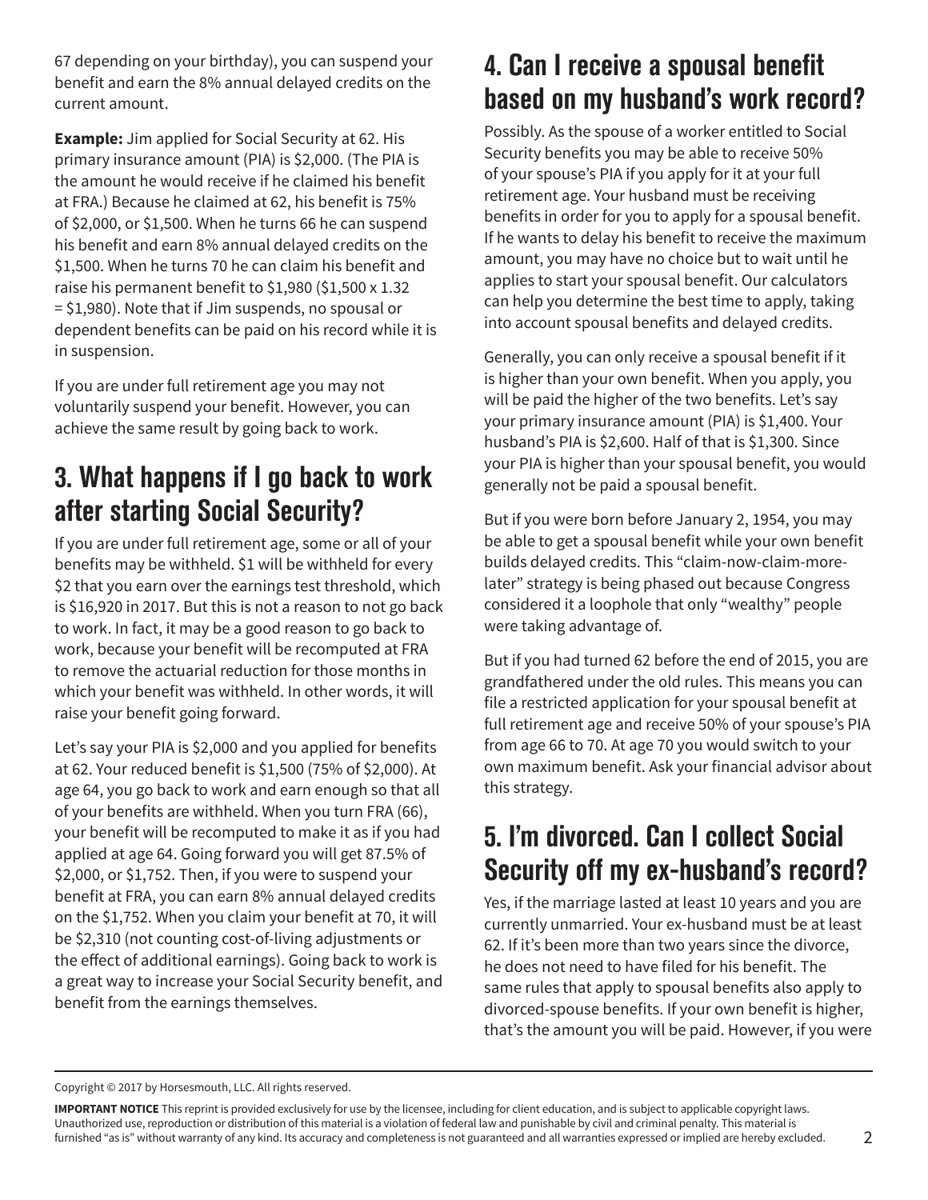67 depending on your birthday), you can suspend your benefit and earn the 8% annual delayed credits on the current amount.

**Example:** Jim applied for Social Security at 62. His primary insurance amount (PIA) is $2,000. (The PIA is the amount he would receive if he claimed his benefit at FRA.) Because he claimed at 62, his benefit is 75% of $2,000, or $1,500. When he turns 66 he can suspend his benefit and earn 8% annual delayed credits on the $1,500. When he turns 70 he can claim his benefit and raise his permanent benefit to $1,980 ($1,500 x 1.32 = $1,980). Note that if Jim suspends, no spousal or dependent benefits can be paid on his record while it is in suspension.

If you are under full retirement age you may not voluntarily suspend your benefit. However, you can achieve the same result by going back to work.

## 3. What happens if I go back to work after starting Social Security?

If you are under full retirement age, some or all of your benefits may be withheld. $1 will be withheld for every $2 that you earn over the earnings test threshold, which is $16,920 in 2017. But this is not a reason to not go back to work. In fact, it may be a good reason to go back to work, because your benefit will be recomputed at FRA to remove the actuarial reduction for those months in which your benefit was withheld. In other words, it will raise your benefit going forward.

Let's say your PIA is $2,000 and you applied for benefits at 62. Your reduced benefit is $1,500 (75% of $2,000). At age 64, you go back to work and earn enough so that all of your benefits are withheld. When you turn FRA (66), your benefit will be recomputed to make it as if you had applied at age 64. Going forward you will get 87.5% of $2,000, or $1,752. Then, if you were to suspend your benefit at FRA, you can earn 8% annual delayed credits on the $1,752. When you claim your benefit at 70, it will be $2,310 (not counting cost-of-living adjustments or the effect of additional earnings). Going back to work is a great way to increase your Social Security benefit, and benefit from the earnings themselves.

## 4. Can I receive a spousal benefit based on my husband's work record?

Possibly. As the spouse of a worker entitled to Social Security benefits you may be able to receive 50% of your spouse's PIA if you apply for it at your full retirement age. Your husband must be receiving benefits in order for you to apply for a spousal benefit. If he wants to delay his benefit to receive the maximum amount, you may have no choice but to wait until he applies to start your spousal benefit. Our calculators can help you determine the best time to apply, taking into account spousal benefits and delayed credits.

Generally, you can only receive a spousal benefit if it is higher than your own benefit. When you apply, you will be paid the higher of the two benefits. Let's say your primary insurance amount (PIA) is $1,400. Your husband's PIA is $2,600. Half of that is $1,300. Since your PIA is higher than your spousal benefit, you would generally not be paid a spousal benefit.

But if you were born before January 2, 1954, you may be able to get a spousal benefit while your own benefit builds delayed credits. This "claim-now-claim-more-later" strategy is being phased out because Congress considered it a loophole that only "wealthy" people were taking advantage of.

But if you had turned 62 before the end of 2015, you are grandfathered under the old rules. This means you can file a restricted application for your spousal benefit at full retirement age and receive 50% of your spouse's PIA from age 66 to 70. At age 70 you would switch to your own maximum benefit. Ask your financial advisor about this strategy.

## 5. I'm divorced. Can I collect Social Security off my ex-husband's record?

Yes, if the marriage lasted at least 10 years and you are currently unmarried. Your ex-husband must be at least 62. If it's been more than two years since the divorce, he does not need to have filed for his benefit. The same rules that apply to spousal benefits also apply to divorced-spouse benefits. If your own benefit is higher, that's the amount you will be paid. However, if you were

Copyright © 2017 by Horsesmouth, LLC. All rights reserved.

**IMPORTANT NOTICE** This reprint is provided exclusively for use by the licensee, including for client education, and is subject to applicable copyright laws. Unauthorized use, reproduction or distribution of this material is a violation of federal law and punishable by civil and criminal penalty. This material is furnished "as is" without warranty of any kind. Its accuracy and completeness is not guaranteed and all warranties expressed or implied are hereby excluded.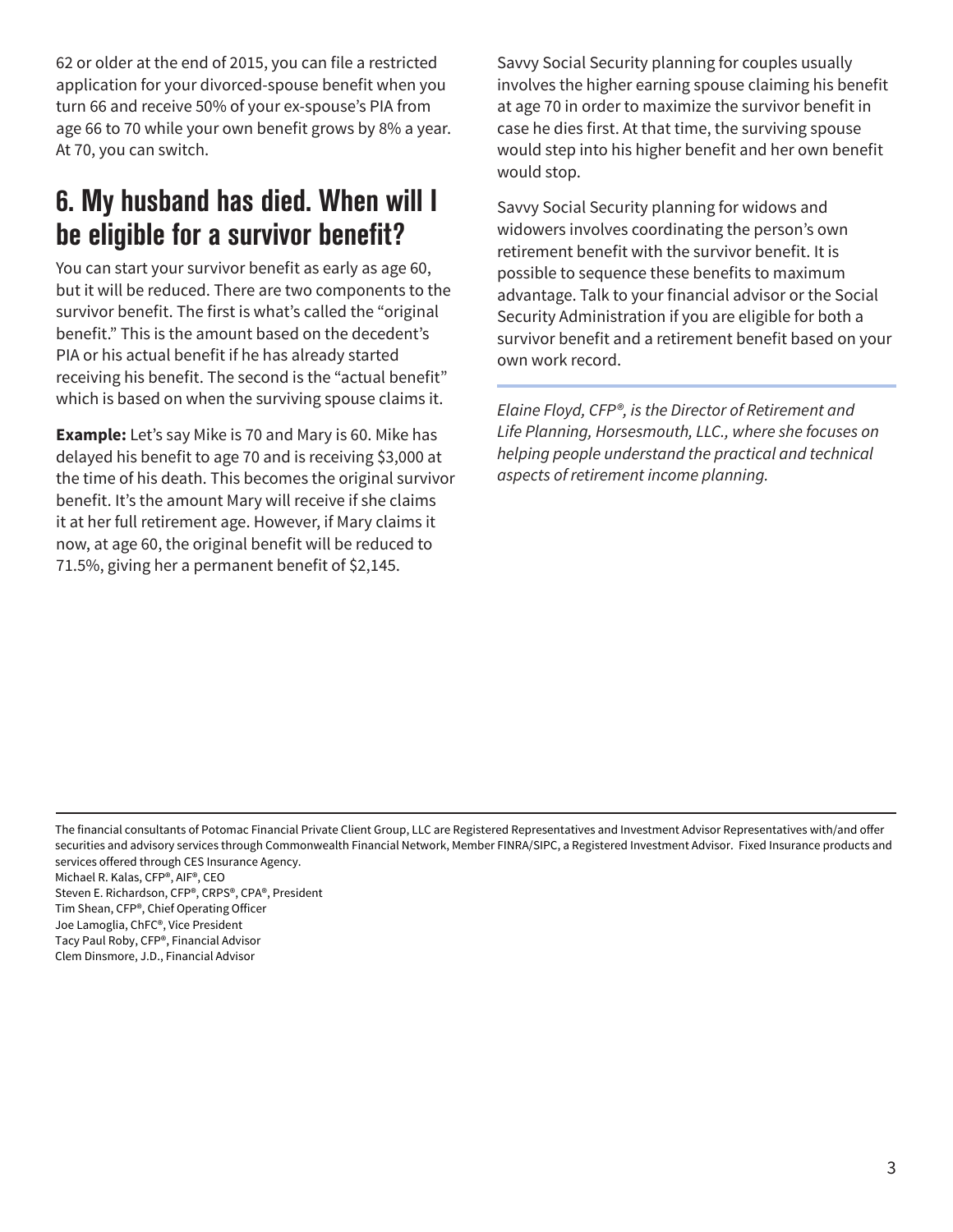62 or older at the end of 2015, you can file a restricted application for your divorced-spouse benefit when you turn 66 and receive 50% of your ex-spouse's PIA from age 66 to 70 while your own benefit grows by 8% a year. At 70, you can switch.

## 6. My husband has died. When will I be eligible for a survivor benefit?

You can start your survivor benefit as early as age 60, but it will be reduced. There are two components to the survivor benefit. The first is what's called the "original benefit." This is the amount based on the decedent's PIA or his actual benefit if he has already started receiving his benefit. The second is the "actual benefit" which is based on when the surviving spouse claims it.

**Example:** Let's say Mike is 70 and Mary is 60. Mike has delayed his benefit to age 70 and is receiving $3,000 at the time of his death. This becomes the original survivor benefit. It's the amount Mary will receive if she claims it at her full retirement age. However, if Mary claims it now, at age 60, the original benefit will be reduced to 71.5%, giving her a permanent benefit of $2,145.

Savvy Social Security planning for couples usually involves the higher earning spouse claiming his benefit at age 70 in order to maximize the survivor benefit in case he dies first. At that time, the surviving spouse would step into his higher benefit and her own benefit would stop.

Savvy Social Security planning for widows and widowers involves coordinating the person's own retirement benefit with the survivor benefit. It is possible to sequence these benefits to maximum advantage. Talk to your financial advisor or the Social Security Administration if you are eligible for both a survivor benefit and a retirement benefit based on your own work record.

---

*Elaine Floyd, CFP®, is the Director of Retirement and Life Planning, Horsesmouth, LLC., where she focuses on helping people understand the practical and technical aspects of retirement income planning.*

---

The financial consultants of Potomac Financial Private Client Group, LLC are Registered Representatives and Investment Advisor Representatives with/and offer securities and advisory services through Commonwealth Financial Network, Member FINRA/SIPC, a Registered Investment Advisor. Fixed Insurance products and services offered through CES Insurance Agency.

Michael R. Kalas, CFP®, AIF®, CEO
Steven E. Richardson, CFP®, CRPS®, CPA®, President
Tim Shean, CFP®, Chief Operating Officer
Joe Lamoglia, ChFC®, Vice President
Tacy Paul Roby, CFP®, Financial Advisor
Clem Dinsmore, J.D., Financial Advisor